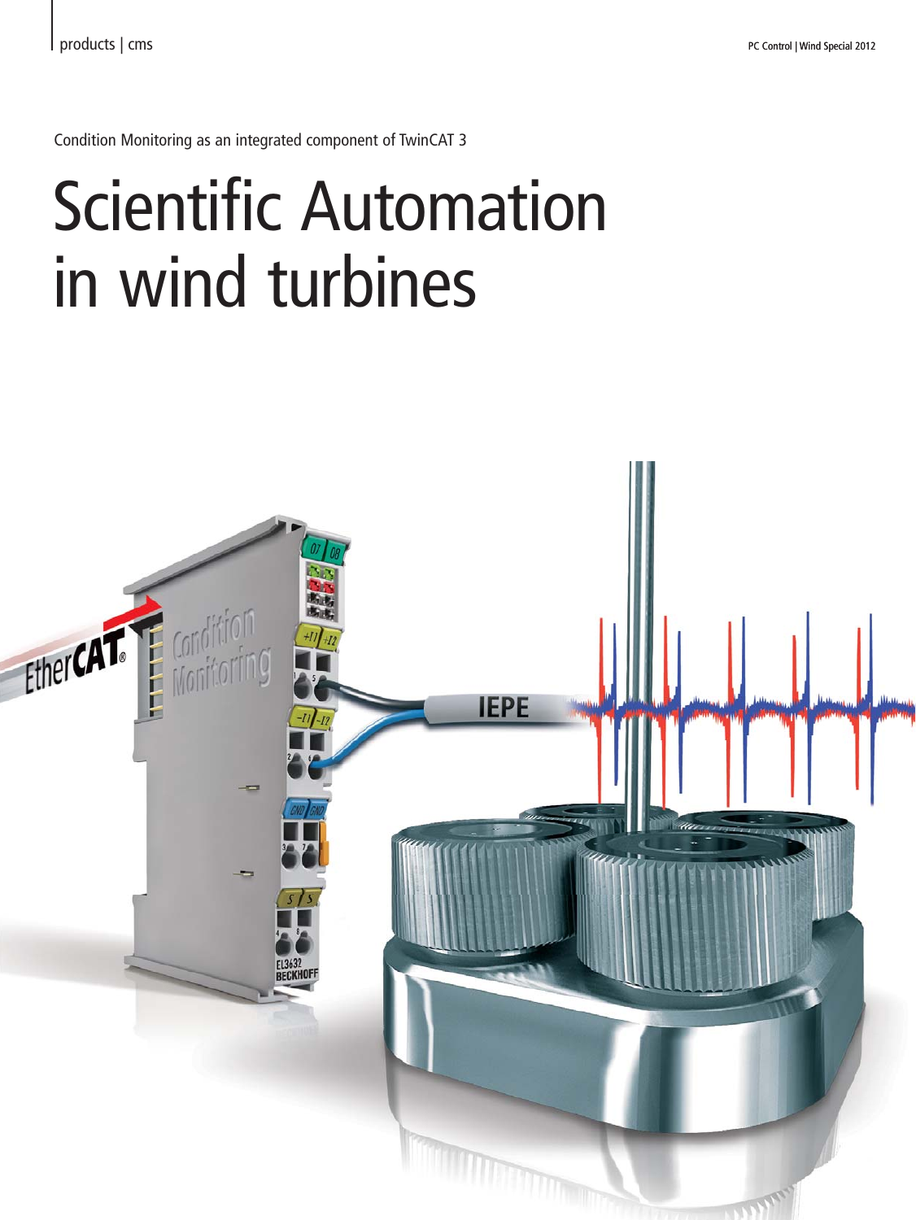Condition Monitoring as an integrated component of TwinCAT 3

# Scientific Automation in wind turbines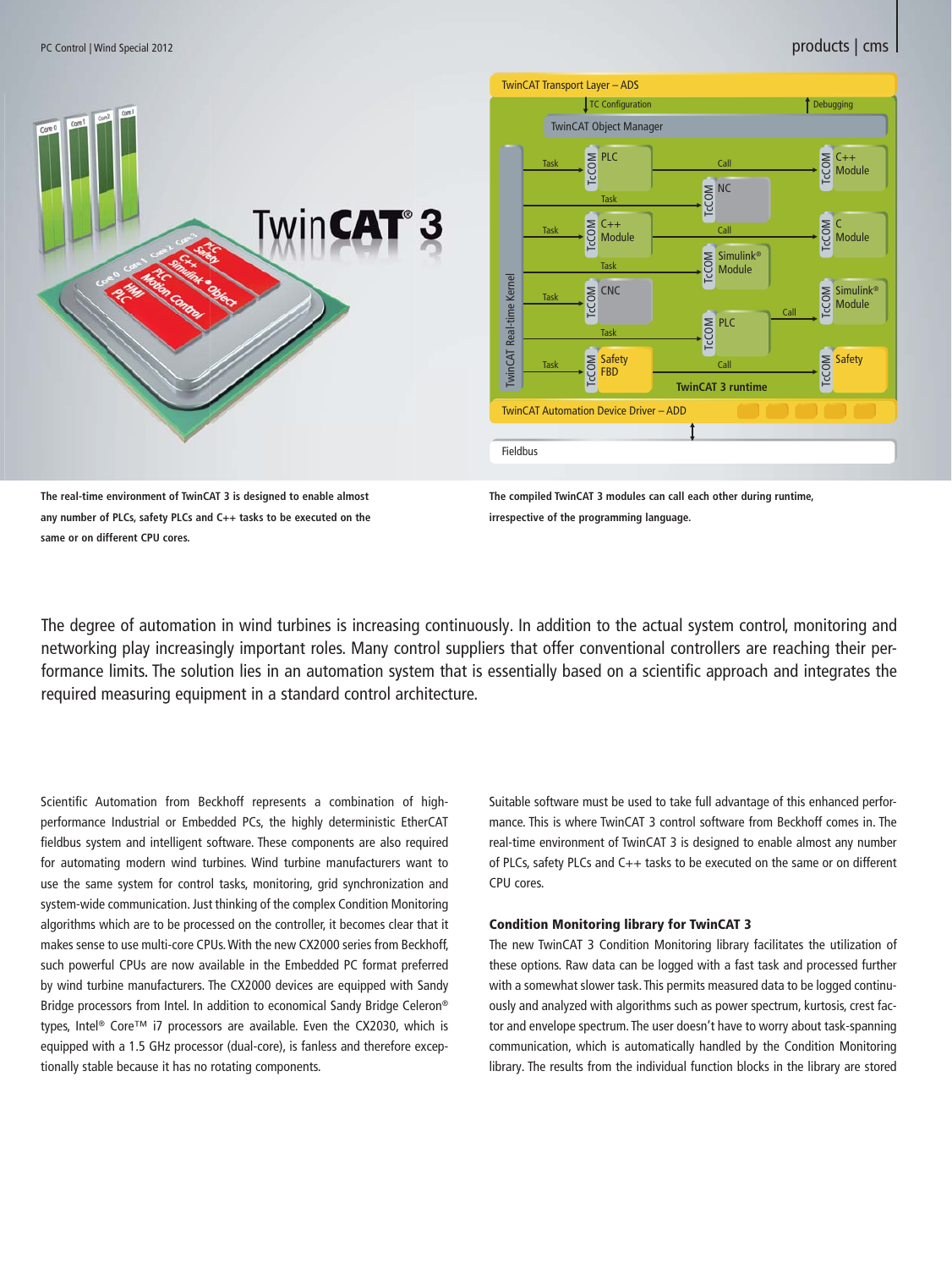The real-time environment of TwinCAT 3 is designed to enable almost any number of PLCs, safety PLCs and C++ tasks to be executed on the same or on different CPU cores.

The compiled TwinCAT 3 modules can call each other during runtime, irrespective of the programming language.

The degree of automation in wind turbines is increasing continuously. In addition to the actual system control, monitoring and networking play increasingly important roles. Many control suppliers that offer conventional controllers are reaching their performance limits. The solution lies in an automation system that is essentially based on a scientific approach and integrates the required measuring equipment in a standard control architecture.

Scientific Automation from Beckhoff represents a combination of high-performance Industrial or Embedded PCs, the highly deterministic EtherCAT fieldbus system and intelligent software. These components are also required for automating modern wind turbines. Wind turbine manufacturers want to use the same system for control tasks, monitoring, grid synchronization and system-wide communication. Just thinking of the complex Condition Monitoring algorithms which are to be processed on the controller, it becomes clear that it makes sense to use multi-core CPUs. With the new CX2000 series from Beckhoff, such powerful CPUs are now available in the Embedded PC format preferred by wind turbine manufacturers. The CX2000 devices are equipped with Sandy Bridge processors from Intel. In addition to economical Sandy Bridge Celeron® types, Intel® Core™ i7 processors are available. Even the CX2030, which is equipped with a 1.5 GHz processor (dual-core), is fanless and therefore exceptionally stable because it has no rotating components.

Suitable software must be used to take full advantage of this enhanced performance. This is where TwinCAT 3 control software from Beckhoff comes in. The real-time environment of TwinCAT 3 is designed to enable almost any number of PLCs, safety PLCs and C++ tasks to be executed on the same or on different CPU cores.

### Condition Monitoring library for TwinCAT 3

The new TwinCAT 3 Condition Monitoring library facilitates the utilization of these options. Raw data can be logged with a fast task and processed further with a somewhat slower task. This permits measured data to be logged continuously and analyzed with algorithms such as power spectrum, kurtosis, crest factor and envelope spectrum. The user doesn't have to worry about task-spanning communication, which is automatically handled by the Condition Monitoring library. The results from the individual function blocks in the library are stored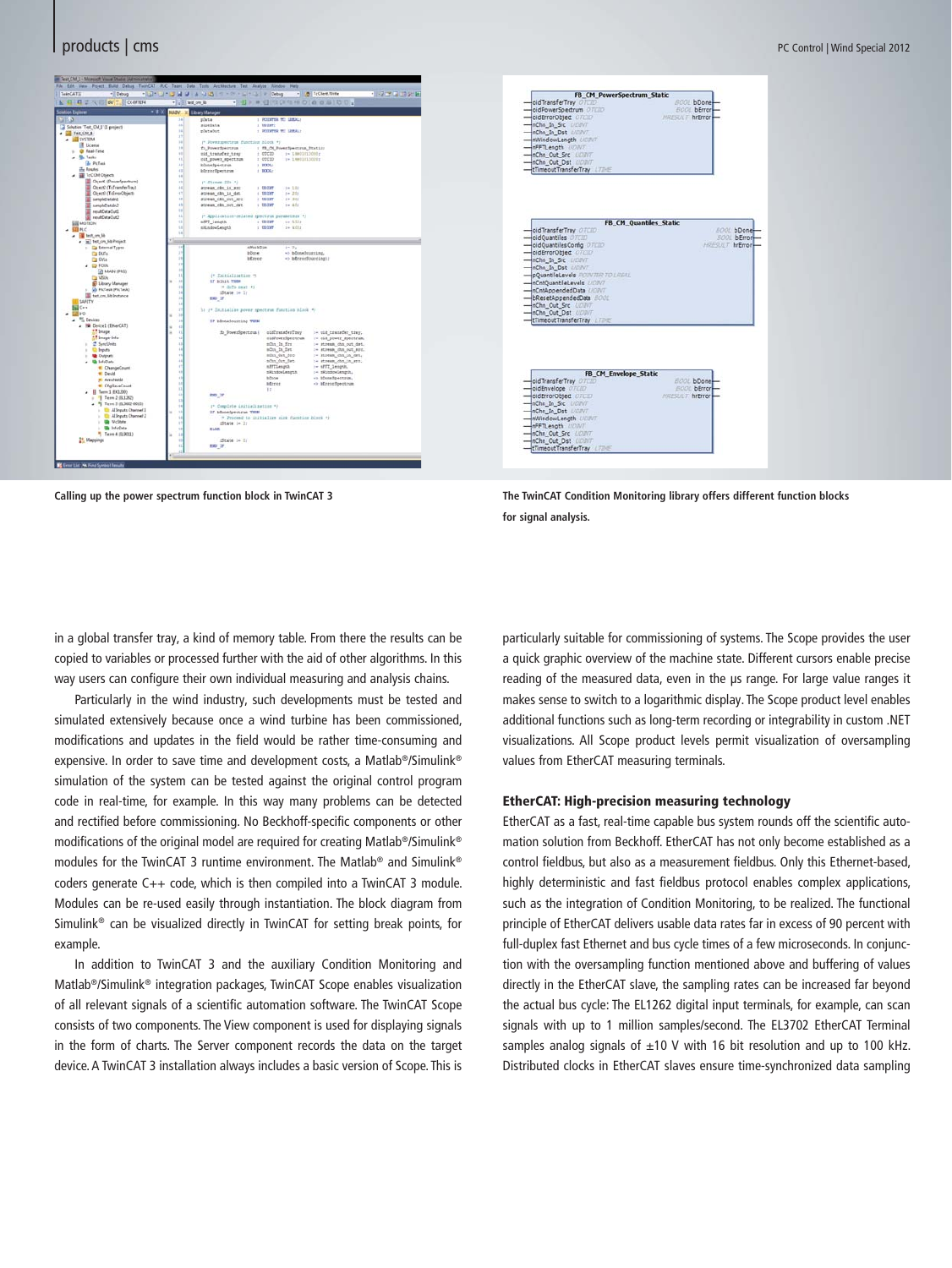Calling up the power spectrum function block in TwinCAT 3

The TwinCAT Condition Monitoring library offers different function blocks for signal analysis.

in a global transfer tray, a kind of memory table. From there the results can be copied to variables or processed further with the aid of other algorithms. In this way users can configure their own individual measuring and analysis chains.

Particularly in the wind industry, such developments must be tested and simulated extensively because once a wind turbine has been commissioned, modifications and updates in the field would be rather time-consuming and expensive. In order to save time and development costs, a Matlab®/Simulink® simulation of the system can be tested against the original control program code in real-time, for example. In this way many problems can be detected and rectified before commissioning. No Beckhoff-specific components or other modifications of the original model are required for creating Matlab®/Simulink® modules for the TwinCAT 3 runtime environment. The Matlab® and Simulink® coders generate C++ code, which is then compiled into a TwinCAT 3 module. Modules can be re-used easily through instantiation. The block diagram from Simulink® can be visualized directly in TwinCAT for setting break points, for example.

In addition to TwinCAT 3 and the auxiliary Condition Monitoring and Matlab®/Simulink® integration packages, TwinCAT Scope enables visualization of all relevant signals of a scientific automation software. The TwinCAT Scope consists of two components. The View component is used for displaying signals in the form of charts. The Server component records the data on the target device. A TwinCAT 3 installation always includes a basic version of Scope. This is particularly suitable for commissioning of systems. The Scope provides the user a quick graphic overview of the machine state. Different cursors enable precise reading of the measured data, even in the µs range. For large value ranges it makes sense to switch to a logarithmic display. The Scope product level enables additional functions such as long-term recording or integrability in custom .NET visualizations. All Scope product levels permit visualization of oversampling values from EtherCAT measuring terminals.

## EtherCAT: High-precision measuring technology

EtherCAT as a fast, real-time capable bus system rounds off the scientific automation solution from Beckhoff. EtherCAT has not only become established as a control fieldbus, but also as a measurement fieldbus. Only this Ethernet-based, highly deterministic and fast fieldbus protocol enables complex applications, such as the integration of Condition Monitoring, to be realized. The functional principle of EtherCAT delivers usable data rates far in excess of 90 percent with full-duplex fast Ethernet and bus cycle times of a few microseconds. In conjunction with the oversampling function mentioned above and buffering of values directly in the EtherCAT slave, the sampling rates can be increased far beyond the actual bus cycle: The EL1262 digital input terminals, for example, can scan signals with up to 1 million samples/second. The EL3702 EtherCAT Terminal samples analog signals of ±10 V with 16 bit resolution and up to 100 kHz. Distributed clocks in EtherCAT slaves ensure time-synchronized data sampling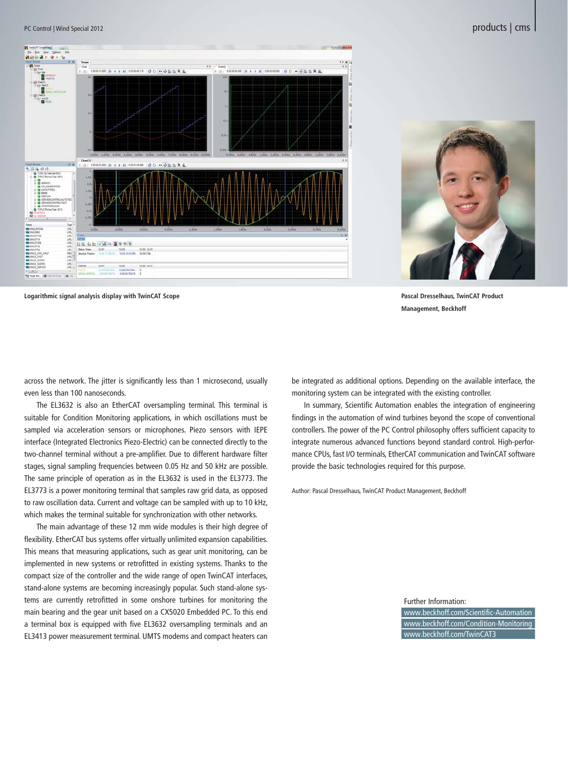Logarithmic signal analysis display with TwinCAT Scope

Pascal Dresselhaus, TwinCAT Product Management, Beckhoff

across the network. The jitter is significantly less than 1 microsecond, usually even less than 100 nanoseconds.

The EL3632 is also an EtherCAT oversampling terminal. This terminal is suitable for Condition Monitoring applications, in which oscillations must be sampled via acceleration sensors or microphones. Piezo sensors with IEPE interface (Integrated Electronics Piezo-Electric) can be connected directly to the two-channel terminal without a pre-amplifier. Due to different hardware filter stages, signal sampling frequencies between 0.05 Hz and 50 kHz are possible. The same principle of operation as in the EL3632 is used in the EL3773. The EL3773 is a power monitoring terminal that samples raw grid data, as opposed to raw oscillation data. Current and voltage can be sampled with up to 10 kHz, which makes the terminal suitable for synchronization with other networks.

The main advantage of these 12 mm wide modules is their high degree of flexibility. EtherCAT bus systems offer virtually unlimited expansion capabilities. This means that measuring applications, such as gear unit monitoring, can be implemented in new systems or retrofitted in existing systems. Thanks to the compact size of the controller and the wide range of open TwinCAT interfaces, stand-alone systems are becoming increasingly popular. Such stand-alone systems are currently retrofitted in some onshore turbines for monitoring the main bearing and the gear unit based on a CX5020 Embedded PC. To this end a terminal box is equipped with five EL3632 oversampling terminals and an EL3413 power measurement terminal. UMTS modems and compact heaters can be integrated as additional options. Depending on the available interface, the monitoring system can be integrated with the existing controller.

In summary, Scientific Automation enables the integration of engineering findings in the automation of wind turbines beyond the scope of conventional controllers. The power of the PC Control philosophy offers sufficient capacity to integrate numerous advanced functions beyond standard control. High-performance CPUs, fast I/O terminals, EtherCAT communication and TwinCAT software provide the basic technologies required for this purpose.

Author: Pascal Dresselhaus, TwinCAT Product Management, Beckhoff

Further Information:
www.beckhoff.com/Scientific-Automation
www.beckhoff.com/Condition-Monitoring
www.beckhoff.com/TwinCAT3